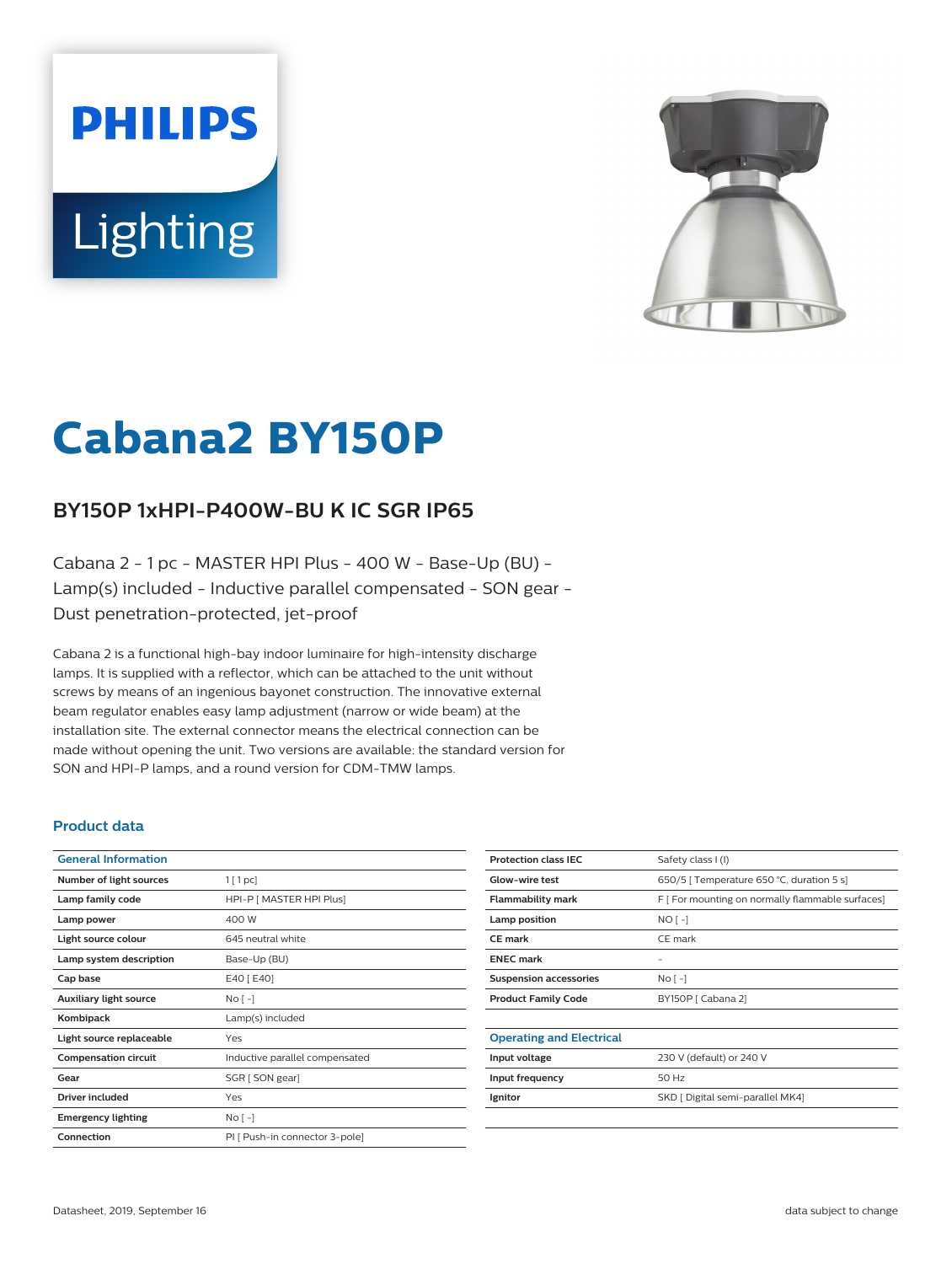# Cabana2 BY150P

## BY150P 1xHPI-P400W-BU K IC SGR IP65

Cabana 2 - 1 pc - MASTER HPI Plus - 400 W - Base-Up (BU) - Lamp(s) included - Inductive parallel compensated - SON gear - Dust penetration-protected, jet-proof

Cabana 2 is a functional high-bay indoor luminaire for high-intensity discharge lamps. It is supplied with a reflector, which can be attached to the unit without screws by means of an ingenious bayonet construction. The innovative external beam regulator enables easy lamp adjustment (narrow or wide beam) at the installation site. The external connector means the electrical connection can be made without opening the unit. Two versions are available: the standard version for SON and HPI-P lamps, and a round version for CDM-TMW lamps.

### Product data

| General Information | |
|---|---|
| Number of light sources | 1 [ 1 pc] |
| Lamp family code | HPI-P [ MASTER HPI Plus] |
| Lamp power | 400 W |
| Light source colour | 645 neutral white |
| Lamp system description | Base-Up (BU) |
| Cap base | E40 [ E40] |
| Auxiliary light source | No [ -] |
| Kombipack | Lamp(s) included |
| Light source replaceable | Yes |
| Compensation circuit | Inductive parallel compensated |
| Gear | SGR [ SON gear] |
| Driver included | Yes |
| Emergency lighting | No [ -] |
| Connection | PI [ Push-in connector 3-pole] |
| Protection class IEC | Safety class I (I) |
| Glow-wire test | 650/5 [ Temperature 650 °C, duration 5 s] |
| Flammability mark | F [ For mounting on normally flammable surfaces] |
| Lamp position | NO [ -] |
| CE mark | CE mark |
| ENEC mark | - |
| Suspension accessories | No [ -] |
| Product Family Code | BY150P [ Cabana 2] |

| Operating and Electrical | |
|---|---|
| Input voltage | 230 V (default) or 240 V |
| Input frequency | 50 Hz |
| Ignitor | SKD [ Digital semi-parallel MK4] |

Datasheet, 2019, September 16

data subject to change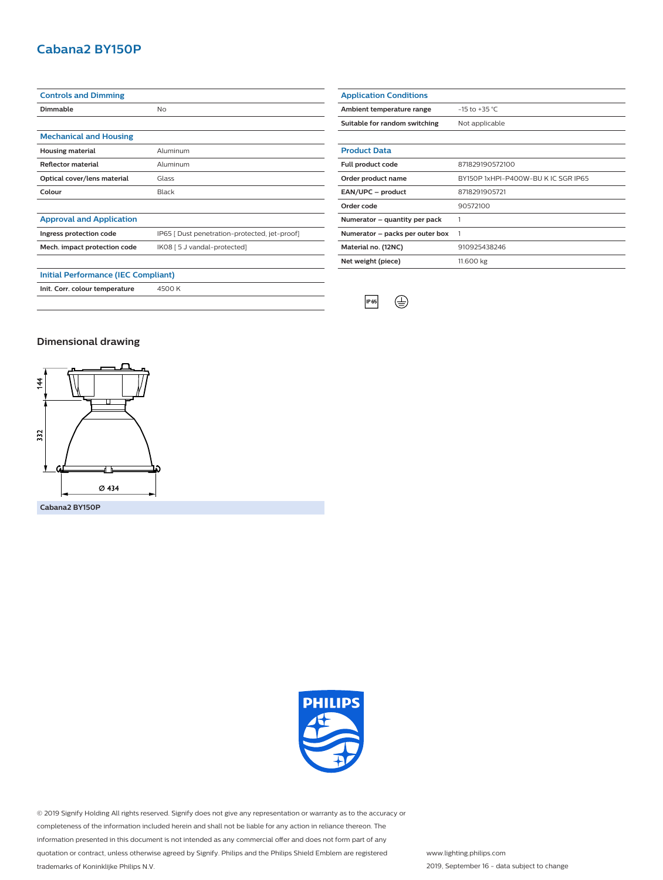# Cabana2 BY150P

| Controls and Dimming | |
|---|---|
| Dimmable | No |

| Mechanical and Housing | |
|---|---|
| Housing material | Aluminum |
| Reflector material | Aluminum |
| Optical cover/lens material | Glass |
| Colour | Black |

| Approval and Application | |
|---|---|
| Ingress protection code | IP65 [ Dust penetration-protected, jet-proof] |
| Mech. impact protection code | IK08 [ 5 J vandal-protected] |

| Initial Performance (IEC Compliant) | |
|---|---|
| Init. Corr. colour temperature | 4500 K |

| Application Conditions | |
|---|---|
| Ambient temperature range | -15 to +35 °C |
| Suitable for random switching | Not applicable |

| Product Data | |
|---|---|
| Full product code | 871829190572100 |
| Order product name | BY150P 1xHPI-P400W-BU K IC SGR IP65 |
| EAN/UPC – product | 8718291905721 |
| Order code | 90572100 |
| Numerator – quantity per pack | 1 |
| Numerator – packs per outer box | 1 |
| Material no. (12NC) | 910925438246 |
| Net weight (piece) | 11.600 kg |

IP65

## Dimensional drawing

144

332

Ø 434

Cabana2 BY150P

© 2019 Signify Holding All rights reserved. Signify does not give any representation or warranty as to the accuracy or completeness of the information included herein and shall not be liable for any action in reliance thereon. The information presented in this document is not intended as any commercial offer and does not form part of any quotation or contract, unless otherwise agreed by Signify. Philips and the Philips Shield Emblem are registered trademarks of Koninklijke Philips N.V.

www.lighting.philips.com

2019, September 16 - data subject to change